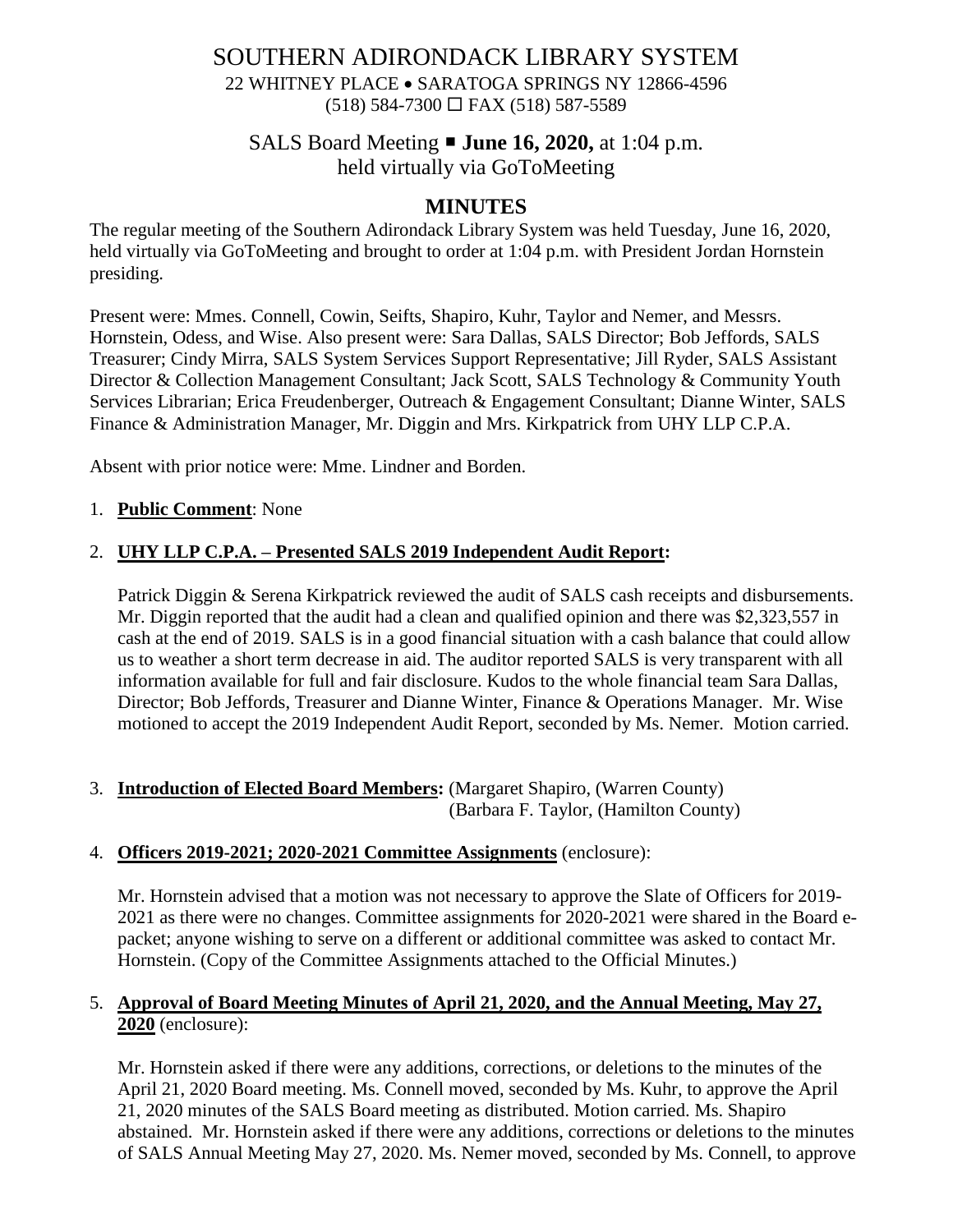# SOUTHERN ADIRONDACK LIBRARY SYSTEM

22 WHITNEY PLACE • SARATOGA SPRINGS NY 12866-4596
(518) 584-7300 ☐ FAX (518) 587-5589

## SALS Board Meeting ▪ **June 16, 2020,** at 1:04 p.m.
held virtually via GoToMeeting

## MINUTES

The regular meeting of the Southern Adirondack Library System was held Tuesday, June 16, 2020, held virtually via GoToMeeting and brought to order at 1:04 p.m. with President Jordan Hornstein presiding.

Present were: Mmes. Connell, Cowin, Seifts, Shapiro, Kuhr, Taylor and Nemer, and Messrs. Hornstein, Odess, and Wise. Also present were: Sara Dallas, SALS Director; Bob Jeffords, SALS Treasurer; Cindy Mirra, SALS System Services Support Representative; Jill Ryder, SALS Assistant Director & Collection Management Consultant; Jack Scott, SALS Technology & Community Youth Services Librarian; Erica Freudenberger, Outreach & Engagement Consultant; Dianne Winter, SALS Finance & Administration Manager, Mr. Diggin and Mrs. Kirkpatrick from UHY LLP C.P.A.

Absent with prior notice were: Mme. Lindner and Borden.

1. **Public Comment**: None

2. **UHY LLP C.P.A. – Presented SALS 2019 Independent Audit Report:**

   Patrick Diggin & Serena Kirkpatrick reviewed the audit of SALS cash receipts and disbursements. Mr. Diggin reported that the audit had a clean and qualified opinion and there was $2,323,557 in cash at the end of 2019. SALS is in a good financial situation with a cash balance that could allow us to weather a short term decrease in aid. The auditor reported SALS is very transparent with all information available for full and fair disclosure. Kudos to the whole financial team Sara Dallas, Director; Bob Jeffords, Treasurer and Dianne Winter, Finance & Operations Manager. Mr. Wise motioned to accept the 2019 Independent Audit Report, seconded by Ms. Nemer. Motion carried.

3. **Introduction of Elected Board Members:** (Margaret Shapiro, (Warren County)
   (Barbara F. Taylor, (Hamilton County)

4. **Officers 2019-2021; 2020-2021 Committee Assignments** (enclosure):

   Mr. Hornstein advised that a motion was not necessary to approve the Slate of Officers for 2019-2021 as there were no changes. Committee assignments for 2020-2021 were shared in the Board e-packet; anyone wishing to serve on a different or additional committee was asked to contact Mr. Hornstein. (Copy of the Committee Assignments attached to the Official Minutes.)

5. **Approval of Board Meeting Minutes of April 21, 2020, and the Annual Meeting, May 27, 2020** (enclosure):

   Mr. Hornstein asked if there were any additions, corrections, or deletions to the minutes of the April 21, 2020 Board meeting. Ms. Connell moved, seconded by Ms. Kuhr, to approve the April 21, 2020 minutes of the SALS Board meeting as distributed. Motion carried. Ms. Shapiro abstained. Mr. Hornstein asked if there were any additions, corrections or deletions to the minutes of SALS Annual Meeting May 27, 2020. Ms. Nemer moved, seconded by Ms. Connell, to approve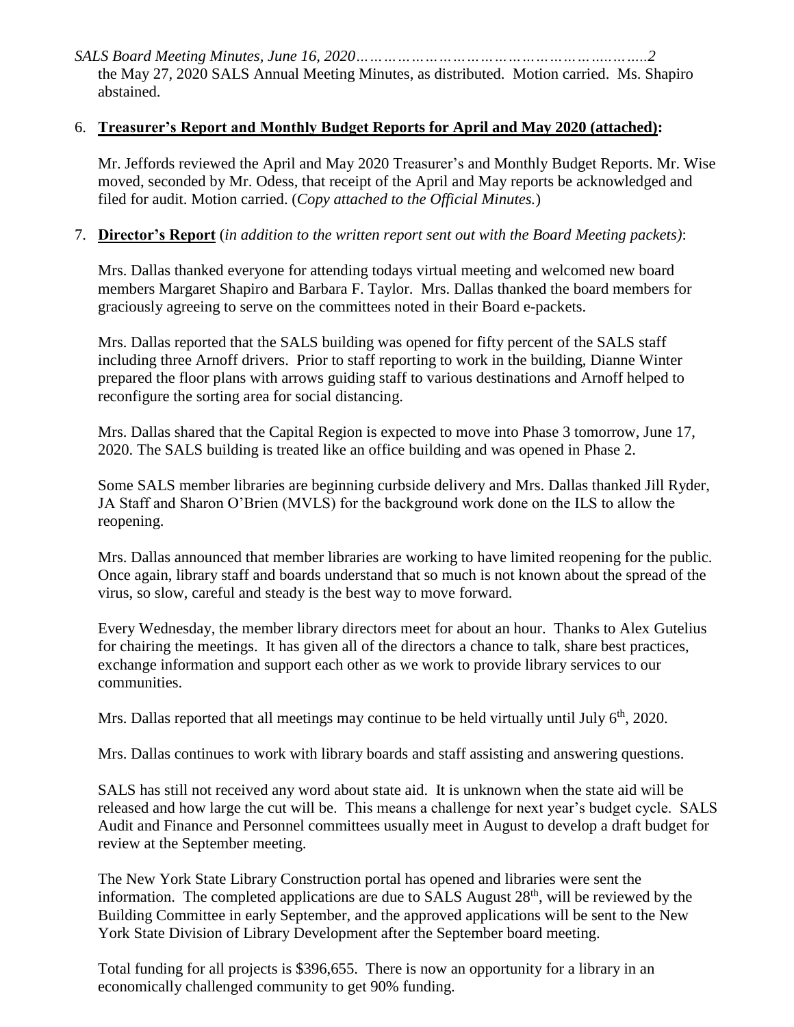the May 27, 2020 SALS Annual Meeting Minutes, as distributed. Motion carried. Ms. Shapiro abstained.

6. **Treasurer's Report and Monthly Budget Reports for April and May 2020 (attached):**

   Mr. Jeffords reviewed the April and May 2020 Treasurer's and Monthly Budget Reports. Mr. Wise moved, seconded by Mr. Odess, that receipt of the April and May reports be acknowledged and filed for audit. Motion carried. (*Copy attached to the Official Minutes.*)

7. **Director's Report** (*in addition to the written report sent out with the Board Meeting packets)*:

   Mrs. Dallas thanked everyone for attending todays virtual meeting and welcomed new board members Margaret Shapiro and Barbara F. Taylor. Mrs. Dallas thanked the board members for graciously agreeing to serve on the committees noted in their Board e-packets.

   Mrs. Dallas reported that the SALS building was opened for fifty percent of the SALS staff including three Arnoff drivers. Prior to staff reporting to work in the building, Dianne Winter prepared the floor plans with arrows guiding staff to various destinations and Arnoff helped to reconfigure the sorting area for social distancing.

   Mrs. Dallas shared that the Capital Region is expected to move into Phase 3 tomorrow, June 17, 2020. The SALS building is treated like an office building and was opened in Phase 2.

   Some SALS member libraries are beginning curbside delivery and Mrs. Dallas thanked Jill Ryder, JA Staff and Sharon O'Brien (MVLS) for the background work done on the ILS to allow the reopening.

   Mrs. Dallas announced that member libraries are working to have limited reopening for the public. Once again, library staff and boards understand that so much is not known about the spread of the virus, so slow, careful and steady is the best way to move forward.

   Every Wednesday, the member library directors meet for about an hour. Thanks to Alex Gutelius for chairing the meetings. It has given all of the directors a chance to talk, share best practices, exchange information and support each other as we work to provide library services to our communities.

   Mrs. Dallas reported that all meetings may continue to be held virtually until July 6th, 2020.

   Mrs. Dallas continues to work with library boards and staff assisting and answering questions.

   SALS has still not received any word about state aid. It is unknown when the state aid will be released and how large the cut will be. This means a challenge for next year's budget cycle. SALS Audit and Finance and Personnel committees usually meet in August to develop a draft budget for review at the September meeting.

   The New York State Library Construction portal has opened and libraries were sent the information. The completed applications are due to SALS August 28th, will be reviewed by the Building Committee in early September, and the approved applications will be sent to the New York State Division of Library Development after the September board meeting.

   Total funding for all projects is $396,655. There is now an opportunity for a library in an economically challenged community to get 90% funding.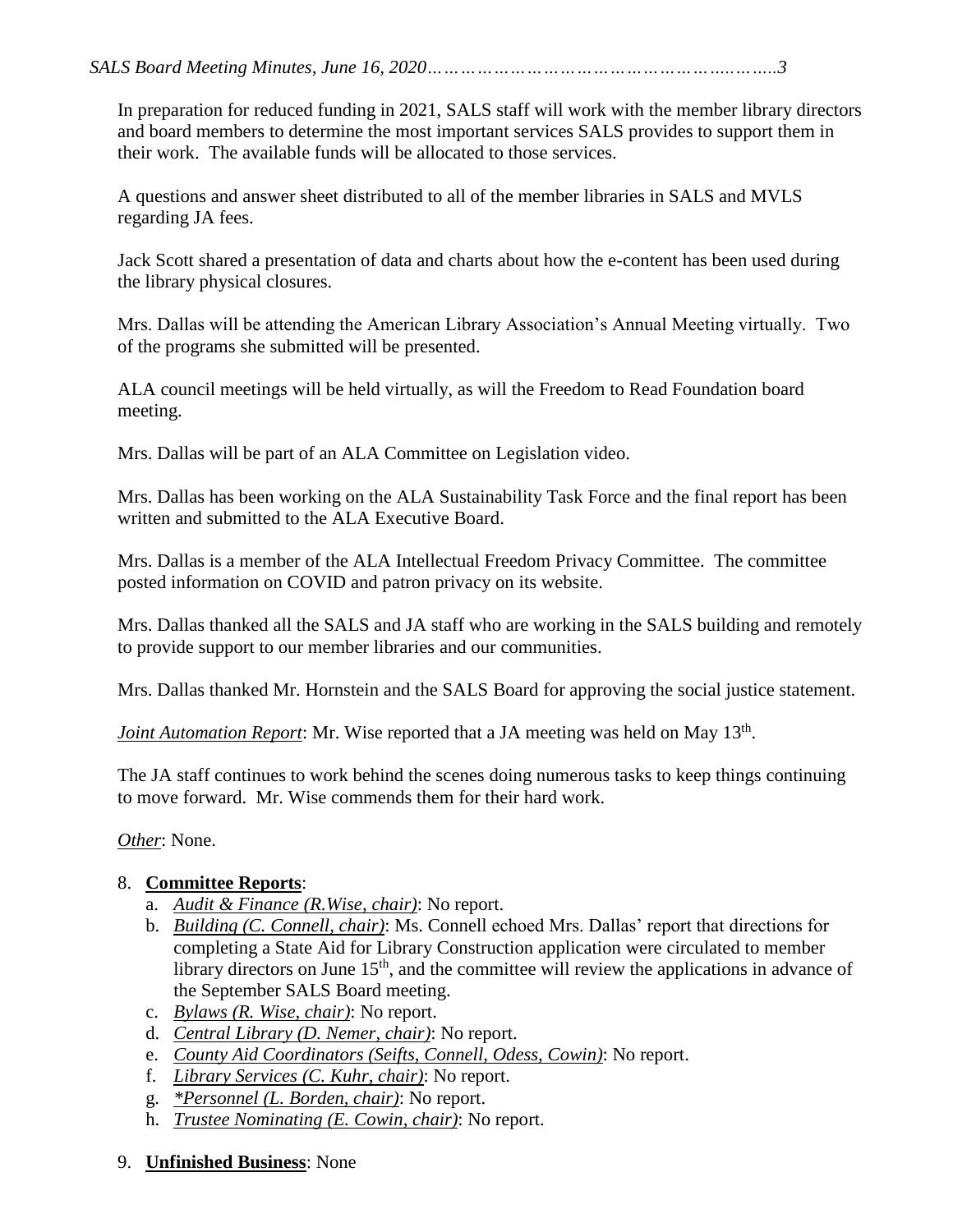In preparation for reduced funding in 2021, SALS staff will work with the member library directors and board members to determine the most important services SALS provides to support them in their work. The available funds will be allocated to those services.

A questions and answer sheet distributed to all of the member libraries in SALS and MVLS regarding JA fees.

Jack Scott shared a presentation of data and charts about how the e-content has been used during the library physical closures.

Mrs. Dallas will be attending the American Library Association's Annual Meeting virtually. Two of the programs she submitted will be presented.

ALA council meetings will be held virtually, as will the Freedom to Read Foundation board meeting.

Mrs. Dallas will be part of an ALA Committee on Legislation video.

Mrs. Dallas has been working on the ALA Sustainability Task Force and the final report has been written and submitted to the ALA Executive Board.

Mrs. Dallas is a member of the ALA Intellectual Freedom Privacy Committee. The committee posted information on COVID and patron privacy on its website.

Mrs. Dallas thanked all the SALS and JA staff who are working in the SALS building and remotely to provide support to our member libraries and our communities.

Mrs. Dallas thanked Mr. Hornstein and the SALS Board for approving the social justice statement.

*Joint Automation Report*: Mr. Wise reported that a JA meeting was held on May 13th.

The JA staff continues to work behind the scenes doing numerous tasks to keep things continuing to move forward. Mr. Wise commends them for their hard work.

*Other*: None.

8. **Committee Reports**:
   a. *Audit & Finance (R.Wise, chair)*: No report.
   b. *Building (C. Connell, chair)*: Ms. Connell echoed Mrs. Dallas' report that directions for completing a State Aid for Library Construction application were circulated to member library directors on June 15th, and the committee will review the applications in advance of the September SALS Board meeting.
   c. *Bylaws (R. Wise, chair)*: No report.
   d. *Central Library (D. Nemer, chair)*: No report.
   e. *County Aid Coordinators (Seifts, Connell, Odess, Cowin)*: No report.
   f. *Library Services (C. Kuhr, chair)*: No report.
   g. *\*Personnel (L. Borden, chair)*: No report.
   h. *Trustee Nominating (E. Cowin, chair)*: No report.

9. **Unfinished Business**: None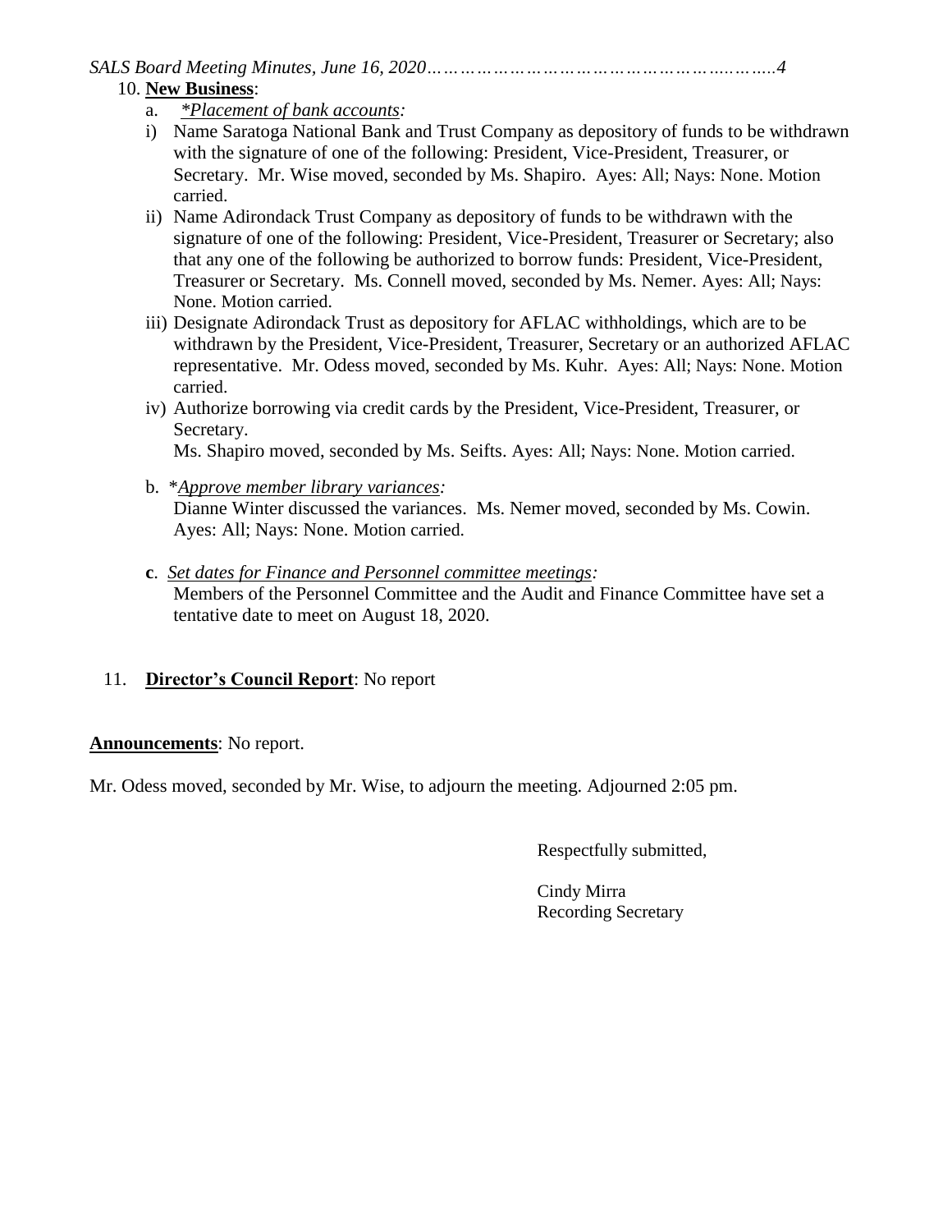10. **New Business**:

   a. *\*Placement of bank accounts:*

   i) Name Saratoga National Bank and Trust Company as depository of funds to be withdrawn with the signature of one of the following: President, Vice-President, Treasurer, or Secretary. Mr. Wise moved, seconded by Ms. Shapiro. Ayes: All; Nays: None. Motion carried.

   ii) Name Adirondack Trust Company as depository of funds to be withdrawn with the signature of one of the following: President, Vice-President, Treasurer or Secretary; also that any one of the following be authorized to borrow funds: President, Vice-President, Treasurer or Secretary. Ms. Connell moved, seconded by Ms. Nemer. Ayes: All; Nays: None. Motion carried.

   iii) Designate Adirondack Trust as depository for AFLAC withholdings, which are to be withdrawn by the President, Vice-President, Treasurer, Secretary or an authorized AFLAC representative. Mr. Odess moved, seconded by Ms. Kuhr. Ayes: All; Nays: None. Motion carried.

   iv) Authorize borrowing via credit cards by the President, Vice-President, Treasurer, or Secretary.
   Ms. Shapiro moved, seconded by Ms. Seifts. Ayes: All; Nays: None. Motion carried.

   b. *\*Approve member library variances:*
   Dianne Winter discussed the variances. Ms. Nemer moved, seconded by Ms. Cowin. Ayes: All; Nays: None. Motion carried.

   **c**. *Set dates for Finance and Personnel committee meetings:*
   Members of the Personnel Committee and the Audit and Finance Committee have set a tentative date to meet on August 18, 2020.

11. **Director's Council Report**: No report

**Announcements**: No report.

Mr. Odess moved, seconded by Mr. Wise, to adjourn the meeting. Adjourned 2:05 pm.

Respectfully submitted,

Cindy Mirra
Recording Secretary